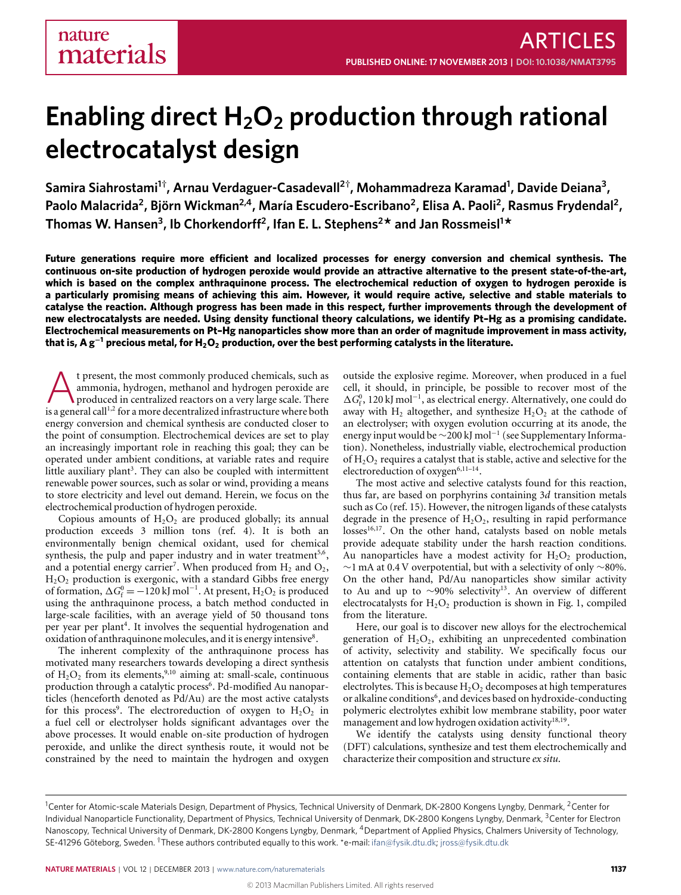# Enabling direct $H_2O_2$ production through rational electrocatalyst design

**Samira Siahrostami[1†], Arnau Verdaguer-Casadevall[2†], Mohammadreza Karamad[1], Davide Deiana[3], Paolo Malacrida[2], Björn Wickman[2,4], María Escudero-Escribano[2], Elisa A. Paoli[2], Rasmus Frydendal[2], Thomas W. Hansen[3], Ib Chorkendorff[2], Ifan E. L. Stephens[2*] and Jan Rossmeisl[1*]**

**Future generations require more efficient and localized processes for energy conversion and chemical synthesis. The continuous on-site production of hydrogen peroxide would provide an attractive alternative to the present state-of-the-art, which is based on the complex anthraquinone process. The electrochemical reduction of oxygen to hydrogen peroxide is a particularly promising means of achieving this aim. However, it would require active, selective and stable materials to catalyse the reaction. Although progress has been made in this respect, further improvements through the development of new electrocatalysts are needed. Using density functional theory calculations, we identify Pt–Hg as a promising candidate. Electrochemical measurements on Pt–Hg nanoparticles show more than an order of magnitude improvement in mass activity, that is, A $g^{-1}$ precious metal, for $H_2O_2$ production, over the best performing catalysts in the literature.**

At present, the most commonly produced chemicals, such as ammonia, hydrogen, methanol and hydrogen peroxide are produced in centralized reactors on a very large scale. There is a general call[1,2] for a more decentralized infrastructure where both energy conversion and chemical synthesis are conducted closer to the point of consumption. Electrochemical devices are set to play an increasingly important role in reaching this goal; they can be operated under ambient conditions, at variable rates and require little auxiliary plant[3]. They can also be coupled with intermittent renewable power sources, such as solar or wind, providing a means to store electricity and level out demand. Herein, we focus on the electrochemical production of hydrogen peroxide.

Copious amounts of $H_2O_2$ are produced globally; its annual production exceeds 3 million tons (ref. 4). It is both an environmentally benign chemical oxidant, used for chemical synthesis, the pulp and paper industry and in water treatment[5,6], and a potential energy carrier[7]. When produced from $H_2$ and $O_2$, $H_2O_2$ production is exergonic, with a standard Gibbs free energy of formation, $\Delta G_f^0 = -120\,\text{kJ mol}^{-1}$. At present, $H_2O_2$ is produced using the anthraquinone process, a batch method conducted in large-scale facilities, with an average yield of 50 thousand tons per year per plant[4]. It involves the sequential hydrogenation and oxidation of anthraquinone molecules, and it is energy intensive[8].

The inherent complexity of the anthraquinone process has motivated many researchers towards developing a direct synthesis of $H_2O_2$ from its elements,[9,10] aiming at: small-scale, continuous production through a catalytic process[6]. Pd-modified Au nanoparticles (henceforth denoted as Pd/Au) are the most active catalysts for this process[9]. The electroreduction of oxygen to $H_2O_2$ in a fuel cell or electrolyser holds significant advantages over the above processes. It would enable on-site production of hydrogen peroxide, and unlike the direct synthesis route, it would not be constrained by the need to maintain the hydrogen and oxygen outside the explosive regime. Moreover, when produced in a fuel cell, it should, in principle, be possible to recover most of the $\Delta G_f^0$, 120 kJ $\text{mol}^{-1}$, as electrical energy. Alternatively, one could do away with $H_2$ altogether, and synthesize $H_2O_2$ at the cathode of an electrolyser; with oxygen evolution occurring at its anode, the energy input would be ~200 kJ $\text{mol}^{-1}$ (see Supplementary Information). Nonetheless, industrially viable, electrochemical production of $H_2O_2$ requires a catalyst that is stable, active and selective for the electroreduction of oxygen[6,11–14].

The most active and selective catalysts found for this reaction, thus far, are based on porphyrins containing *3d* transition metals such as Co (ref. 15). However, the nitrogen ligands of these catalysts degrade in the presence of $H_2O_2$, resulting in rapid performance losses[16,17]. On the other hand, catalysts based on noble metals provide adequate stability under the harsh reaction conditions. Au nanoparticles have a modest activity for $H_2O_2$ production, ~1 mA at 0.4 V overpotential, but with a selectivity of only ~80%. On the other hand, Pd/Au nanoparticles show similar activity to Au and up to ~90% selectivity[13]. An overview of different electrocatalysts for $H_2O_2$ production is shown in Fig. 1, compiled from the literature.

Here, our goal is to discover new alloys for the electrochemical generation of $H_2O_2$, exhibiting an unprecedented combination of activity, selectivity and stability. We specifically focus our attention on catalysts that function under ambient conditions, containing elements that are stable in acidic, rather than basic electrolytes. This is because $H_2O_2$ decomposes at high temperatures or alkaline conditions[6], and devices based on hydroxide-conducting polymeric electrolytes exhibit low membrane stability, poor water management and low hydrogen oxidation activity[18,19].

We identify the catalysts using density functional theory (DFT) calculations, synthesize and test them electrochemically and characterize their composition and structure *ex situ*.

[1]Center for Atomic-scale Materials Design, Department of Physics, Technical University of Denmark, DK-2800 Kongens Lyngby, Denmark, [2]Center for Individual Nanoparticle Functionality, Department of Physics, Technical University of Denmark, DK-2800 Kongens Lyngby, Denmark, [3]Center for Electron Nanoscopy, Technical University of Denmark, DK-2800 Kongens Lyngby, Denmark, [4]Department of Applied Physics, Chalmers University of Technology, SE-41296 Göteborg, Sweden. †These authors contributed equally to this work. *e-mail: ifan@fysik.dtu.dk; jross@fysik.dtu.dk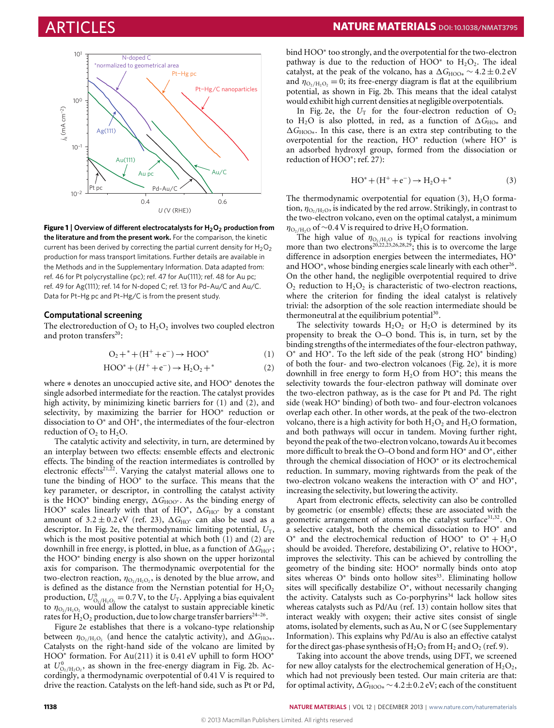**Figure 1 | Overview of different electrocatalysts for $H_2O_2$ production from the literature and from the present work.** For the comparison, the kinetic current has been derived by correcting the partial current density for $H_2O_2$ production for mass transport limitations. Further details are available in the Methods and in the Supplementary Information. Data adapted from: ref. 46 for Pt polycrystalline (pc); ref. 47 for Au(111); ref. 48 for Au pc; ref. 49 for Ag(111); ref. 14 for N-doped C; ref. 13 for Pd–Au/C and Au/C. Data for Pt–Hg pc and Pt–Hg/C is from the present study.

## Computational screening

The electroreduction of $O_2$ to $H_2O_2$ involves two coupled electron and proton transfers[20]:

$$O_2 + {}^* + (H^+ + e^-) \rightarrow HOO^* \quad (1)$$

$$HOO^* + (H^+ + e^-) \rightarrow H_2O_2 + {}^* \quad (2)$$

where $*$ denotes an unoccupied active site, and $HOO^*$ denotes the single adsorbed intermediate for the reaction. The catalyst provides high activity, by minimizing kinetic barriers for (1) and (2), and selectivity, by maximizing the barrier for $HOO^*$ reduction or dissociation to $O^*$ and $OH^*$, the intermediates of the four-electron reduction of $O_2$ to $H_2O$.

The catalytic activity and selectivity, in turn, are determined by an interplay between two effects: ensemble effects and electronic effects. The binding of the reaction intermediates is controlled by electronic effects[21,22]. Varying the catalyst material allows one to tune the binding of $HOO^*$ to the surface. This means that the key parameter, or descriptor, in controlling the catalyst activity is the $HOO^*$ binding energy, $\Delta G_{HOO^*}$. As the binding energy of $HOO^*$ scales linearly with that of $HO^*$, $\Delta G_{HO^*}$ by a constant amount of $3.2 \pm 0.2$ eV (ref. 23), $\Delta G_{HO^*}$ can also be used as a descriptor. In Fig. 2e, the thermodynamic limiting potential, $U_T$, which is the most positive potential at which both (1) and (2) are downhill in free energy, is plotted, in blue, as a function of $\Delta G_{HO^*}$; the $HOO^*$ binding energy is also shown on the upper horizontal axis for comparison. The thermodynamic overpotential for the two-electron reaction, $\eta_{O_2/H_2O_2}$, is denoted by the blue arrow, and is defined as the distance from the Nernstian potential for $H_2O_2$ production, $U^0_{O_2/H_2O_2} = 0.7$ V, to the $U_T$. Applying a bias equivalent to $\eta_{O_2/H_2O_2}$ would allow the catalyst to sustain appreciable kinetic rates for $H_2O_2$ production, due to low charge transfer barriers[24–26].

Figure 2e establishes that there is a volcano-type relationship between $\eta_{O_2/H_2O_2}$ (and hence the catalytic activity), and $\Delta G_{HO^*}$. Catalysts on the right-hand side of the volcano are limited by $HOO^*$ formation. For Au(211) it is 0.41 eV uphill to form $HOO^*$ at $U^0_{O_2/H_2O_2}$, as shown in the free-energy diagram in Fig. 2b. Accordingly, a thermodynamic overpotential of 0.41 V is required to drive the reaction. Catalysts on the left-hand side, such as Pt or Pd, bind $HOO^*$ too strongly, and the overpotential for the two-electron pathway is due to the reduction of $HOO^*$ to $H_2O_2$. The ideal catalyst, at the peak of the volcano, has a $\Delta G_{HOO^*} \sim 4.2 \pm 0.2$ eV and $\eta_{O_2/H_2O_2} = 0$; its free-energy diagram is flat at the equilibrium potential, as shown in Fig. 2b. This means that the ideal catalyst would exhibit high current densities at negligible overpotentials.

In Fig. 2e, the $U_T$ for the four-electron reduction of $O_2$ to $H_2O$ is also plotted, in red, as a function of $\Delta G_{HO^*}$ and $\Delta G_{HOO^*}$. In this case, there is an extra step contributing to the overpotential for the reaction, $HO^*$ reduction (where $HO^*$ is an adsorbed hydroxyl group, formed from the dissociation or reduction of $HOO^*$; ref. 27):

$$HO^* + (H^+ + e^-) \rightarrow H_2O + {}^* \quad (3)$$

The thermodynamic overpotential for equation (3), $H_2O$ formation, $\eta_{O_2/H_2O}$, is indicated by the red arrow. Strikingly, in contrast to the two-electron volcano, even on the optimal catalyst, a minimum $\eta_{O_2/H_2O}$ of $\sim$0.4 V is required to drive $H_2O$ formation.

The high value of $\eta_{O_2/H_2O}$ is typical for reactions involving more than two electrons[20,22,23,26,28,29]; this is to overcome the large difference in adsorption energies between the intermediates, $HO^*$ and $HOO^*$, whose binding energies scale linearly with each other[26]. On the other hand, the negligible overpotential required to drive $O_2$ reduction to $H_2O_2$ is characteristic of two-electron reactions, where the criterion for finding the ideal catalyst is relatively trivial: the adsorption of the sole reaction intermediate should be thermoneutral at the equilibrium potential[30].

The selectivity towards $H_2O_2$ or $H_2O$ is determined by its propensity to break the O–O bond. This is, in turn, set by the binding strengths of the intermediates of the four-electron pathway, $O^*$ and $HO^*$. To the left side of the peak (strong $HO^*$ binding) of both the four- and two-electron volcanoes (Fig. 2e), it is more downhill in free energy to form $H_2O$ from $HO^*$; this means the selectivity towards the four-electron pathway will dominate over the two-electron pathway, as is the case for Pt and Pd. The right side (weak $HO^*$ binding) of both two- and four-electron volcanoes overlap each other. In other words, at the peak of the two-electron volcano, there is a high activity for both $H_2O_2$ and $H_2O$ formation, and both pathways will occur in tandem. Moving further right, beyond the peak of the two-electron volcano, towards Au it becomes more difficult to break the O–O bond and form $HO^*$ and $O^*$, either through the chemical dissociation of $HOO^*$ or its electrochemical reduction. In summary, moving rightwards from the peak of the two-electron volcano weakens the interaction with $O^*$ and $HO^*$, increasing the selectivity, but lowering the activity.

Apart from electronic effects, selectivity can also be controlled by geometric (or ensemble) effects; these are associated with the geometric arrangement of atoms on the catalyst surface[31,32]. On a selective catalyst, both the chemical dissociation to $HO^*$ and $O^*$ and the electrochemical reduction of $HOO^*$ to $O^* + H_2O$ should be avoided. Therefore, destabilizing $O^*$, relative to $HOO^*$, improves the selectivity. This can be achieved by controlling the geometry of the binding site: $HOO^*$ normally binds onto atop sites whereas $O^*$ binds onto hollow sites[33]. Eliminating hollow sites will specifically destabilize $O^*$, without necessarily changing the activity. Catalysts such as Co-porphyrins[34] lack hollow sites whereas catalysts such as Pd/Au (ref. 13) contain hollow sites that interact weakly with oxygen; their active sites consist of single atoms, isolated by elements, such as Au, N or C (see Supplementary Information). This explains why Pd/Au is also an effective catalyst for the direct gas-phase synthesis of $H_2O_2$ from $H_2$ and $O_2$ (ref. 9).

Taking into account the above trends, using DFT, we screened for new alloy catalysts for the electrochemical generation of $H_2O_2$, which had not previously been tested. Our main criteria are that: for optimal activity, $\Delta G_{HOO^*} \sim 4.2 \pm 0.2$ eV; each of the constituent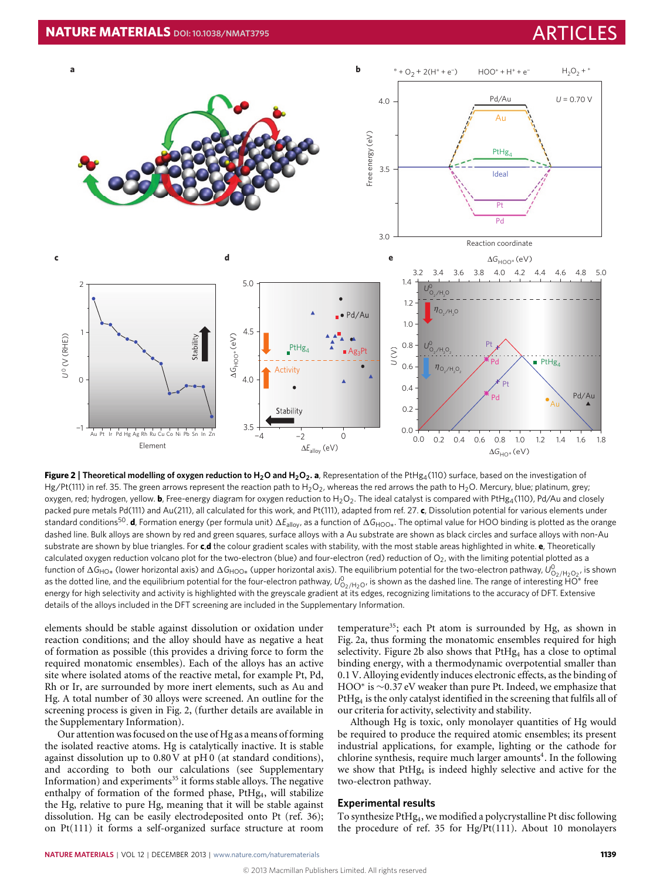**Figure 2 | Theoretical modelling of oxygen reduction to $H_2O$ and $H_2O_2$. a**, Representation of the $PtHg_4(110)$ surface, based on the investigation of Hg/Pt(111) in ref. 35. The green arrows represent the reaction path to $H_2O_2$, whereas the red arrows the path to $H_2O$. Mercury, blue; platinum, grey; oxygen, red; hydrogen, yellow. **b**, Free-energy diagram for oxygen reduction to $H_2O_2$. The ideal catalyst is compared with $PtHg_4(110)$, Pd/Au and closely packed pure metals Pd(111) and Au(211), all calculated for this work, and Pt(111), adapted from ref. 27. **c**, Dissolution potential for various elements under standard conditions[50]. **d**, Formation energy (per formula unit) $\Delta E_{alloy}$, as a function of $\Delta G_{HOO*}$. The optimal value for HOO binding is plotted as the orange dashed line. Bulk alloys are shown by red and green squares, surface alloys with a Au substrate are shown as black circles and surface alloys with non-Au substrate are shown by blue triangles. For **c**,**d** the colour gradient scales with stability, with the most stable areas highlighted in white. **e**, Theoretically calculated oxygen reduction volcano plot for the two-electron (blue) and four-electron (red) reduction of $O_2$, with the limiting potential plotted as a function of $\Delta G_{HO*}$ (lower horizontal axis) and $\Delta G_{HOO*}$ (upper horizontal axis). The equilibrium potential for the two-electron pathway, $U^0_{O_2/H_2O_2}$, is shown as the dotted line, and the equilibrium potential for the four-electron pathway, $U^0_{O_2/H_2O}$, is shown as the dashed line. The range of interesting HO* free energy for high selectivity and activity is highlighted with the greyscale gradient at its edges, recognizing limitations to the accuracy of DFT. Extensive details of the alloys included in the DFT screening are included in the Supplementary Information.

elements should be stable against dissolution or oxidation under reaction conditions; and the alloy should have as negative a heat of formation as possible (this provides a driving force to form the required monatomic ensembles). Each of the alloys has an active site where isolated atoms of the reactive metal, for example Pt, Pd, Rh or Ir, are surrounded by more inert elements, such as Au and Hg. A total number of 30 alloys were screened. An outline for the screening process is given in Fig. 2, (further details are available in the Supplementary Information).

Our attention was focused on the use of Hg as a means of forming the isolated reactive atoms. Hg is catalytically inactive. It is stable against dissolution up to 0.80 V at pH 0 (at standard conditions), and according to both our calculations (see Supplementary Information) and experiments[35] it forms stable alloys. The negative enthalpy of formation of the formed phase, $PtHg_4$, will stabilize the Hg, relative to pure Hg, meaning that it will be stable against dissolution. Hg can be easily electrodeposited onto Pt (ref. 36); on Pt(111) it forms a self-organized surface structure at room temperature[35]; each Pt atom is surrounded by Hg, as shown in Fig. 2a, thus forming the monatomic ensembles required for high selectivity. Figure 2b also shows that $PtHg_4$ has a close to optimal binding energy, with a thermodynamic overpotential smaller than 0.1 V. Alloying evidently induces electronic effects, as the binding of HOO* is ~0.37 eV weaker than pure Pt. Indeed, we emphasize that $PtHg_4$ is the only catalyst identified in the screening that fulfils all of our criteria for activity, selectivity and stability.

Although Hg is toxic, only monolayer quantities of Hg would be required to produce the required atomic ensembles; its present industrial applications, for example, lighting or the cathode for chlorine synthesis, require much larger amounts[4]. In the following we show that $PtHg_4$ is indeed highly selective and active for the two-electron pathway.

## Experimental results

To synthesize $PtHg_4$, we modified a polycrystalline Pt disc following the procedure of ref. 35 for Hg/Pt(111). About 10 monolayers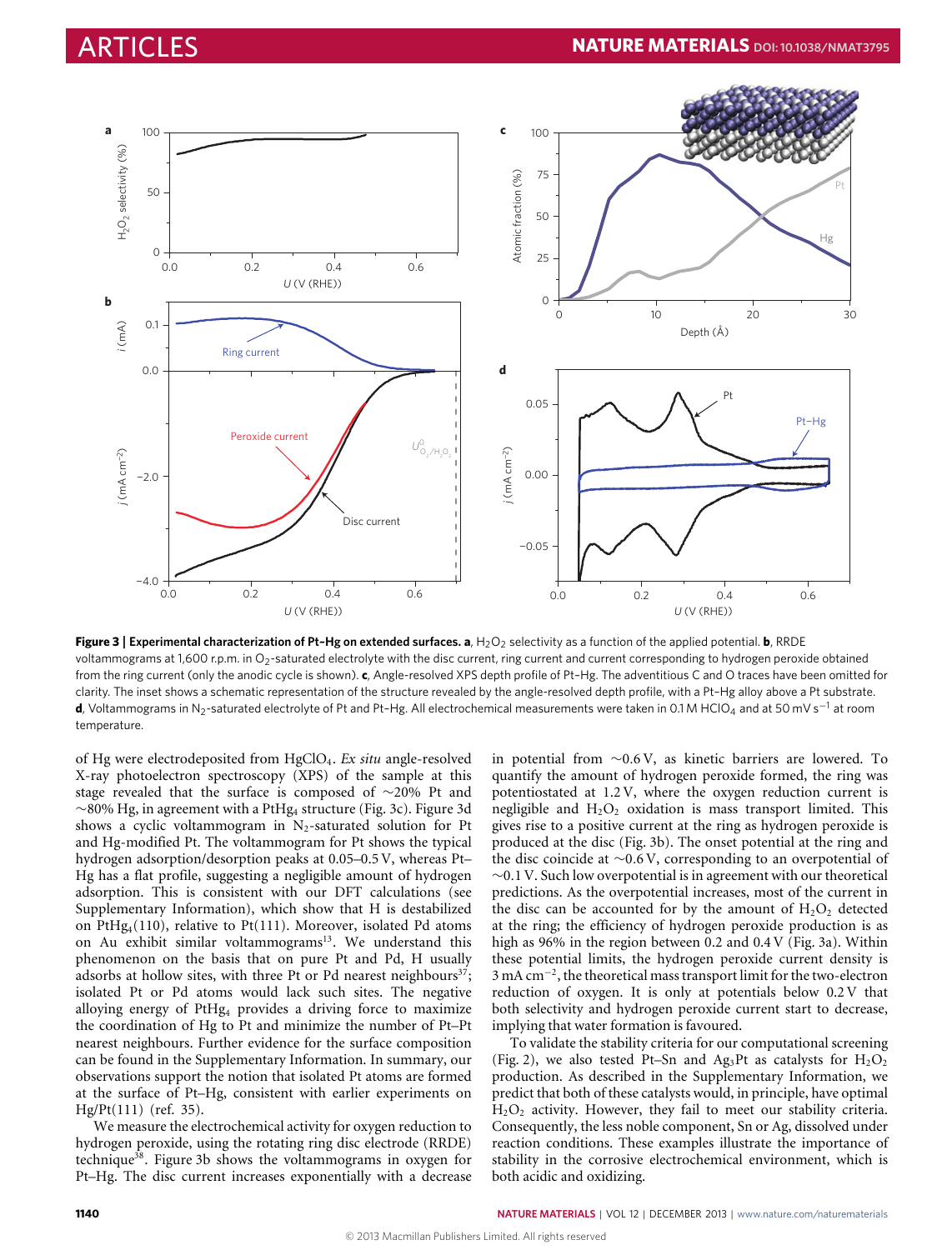**Figure 3 | Experimental characterization of Pt–Hg on extended surfaces.** **a**, $H_2O_2$ selectivity as a function of the applied potential. **b**, RRDE voltammograms at 1,600 r.p.m. in $O_2$-saturated electrolyte with the disc current, ring current and current corresponding to hydrogen peroxide obtained from the ring current (only the anodic cycle is shown). **c**, Angle-resolved XPS depth profile of Pt–Hg. The adventitious C and O traces have been omitted for clarity. The inset shows a schematic representation of the structure revealed by the angle-resolved depth profile, with a Pt–Hg alloy above a Pt substrate. **d**, Voltammograms in $N_2$-saturated electrolyte of Pt and Pt–Hg. All electrochemical measurements were taken in 0.1 M $HClO_4$ and at 50 mV $s^{-1}$ at room temperature.

of Hg were electrodeposited from $HgClO_4$. *Ex situ* angle-resolved X-ray photoelectron spectroscopy (XPS) of the sample at this stage revealed that the surface is composed of ~20% Pt and ~80% Hg, in agreement with a $PtHg_4$ structure (Fig. 3c). Figure 3d shows a cyclic voltammogram in $N_2$-saturated solution for Pt and Hg-modified Pt. The voltammogram for Pt shows the typical hydrogen adsorption/desorption peaks at 0.05–0.5 V, whereas Pt–Hg has a flat profile, suggesting a negligible amount of hydrogen adsorption. This is consistent with our DFT calculations (see Supplementary Information), which show that H is destabilized on $PtHg_4(110)$, relative to Pt(111). Moreover, isolated Pd atoms on Au exhibit similar voltammograms[13]. We understand this phenomenon on the basis that on pure Pt and Pd, H usually adsorbs at hollow sites, with three Pt or Pd nearest neighbours[37]; isolated Pt or Pd atoms would lack such sites. The negative alloying energy of $PtHg_4$ provides a driving force to maximize the coordination of Hg to Pt and minimize the number of Pt–Pt nearest neighbours. Further evidence for the surface composition can be found in the Supplementary Information. In summary, our observations support the notion that isolated Pt atoms are formed at the surface of Pt–Hg, consistent with earlier experiments on Hg/Pt(111) (ref. 35).

We measure the electrochemical activity for oxygen reduction to hydrogen peroxide, using the rotating ring disc electrode (RRDE) technique[38]. Figure 3b shows the voltammograms in oxygen for Pt–Hg. The disc current increases exponentially with a decrease in potential from ~0.6 V, as kinetic barriers are lowered. To quantify the amount of hydrogen peroxide formed, the ring was potentiostated at 1.2 V, where the oxygen reduction current is negligible and $H_2O_2$ oxidation is mass transport limited. This gives rise to a positive current at the ring as hydrogen peroxide is produced at the disc (Fig. 3b). The onset potential at the ring and the disc coincide at ~0.6 V, corresponding to an overpotential of ~0.1 V. Such low overpotential is in agreement with our theoretical predictions. As the overpotential increases, most of the current in the disc can be accounted for by the amount of $H_2O_2$ detected at the ring; the efficiency of hydrogen peroxide production is as high as 96% in the region between 0.2 and 0.4 V (Fig. 3a). Within these potential limits, the hydrogen peroxide current density is 3 mA $cm^{-2}$, the theoretical mass transport limit for the two-electron reduction of oxygen. It is only at potentials below 0.2 V that both selectivity and hydrogen peroxide current start to decrease, implying that water formation is favoured.

To validate the stability criteria for our computational screening (Fig. 2), we also tested Pt–Sn and $Ag_3Pt$ as catalysts for $H_2O_2$ production. As described in the Supplementary Information, we predict that both of these catalysts would, in principle, have optimal $H_2O_2$ activity. However, they fail to meet our stability criteria. Consequently, the less noble component, Sn or Ag, dissolved under reaction conditions. These examples illustrate the importance of stability in the corrosive electrochemical environment, which is both acidic and oxidizing.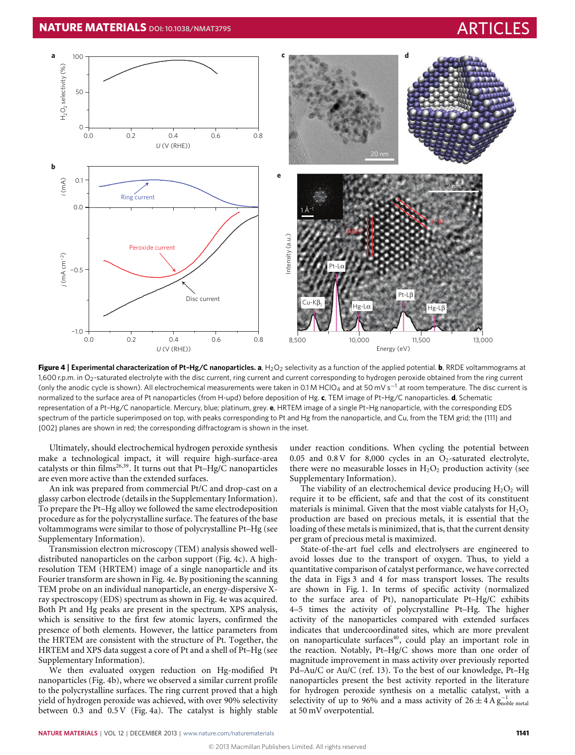**Figure 4 | Experimental characterization of Pt–Hg/C nanoparticles. a**, $H_2O_2$ selectivity as a function of the applied potential. **b**, RRDE voltammograms at 1,600 r.p.m. in $O_2$-saturated electrolyte with the disc current, ring current and current corresponding to hydrogen peroxide obtained from the ring current (only the anodic cycle is shown). All electrochemical measurements were taken in 0.1 M $HClO_4$ and at 50 mV $s^{-1}$ at room temperature. The disc current is normalized to the surface area of Pt nanoparticles (from H-upd) before deposition of Hg. **c**, TEM image of Pt–Hg/C nanoparticles. **d**, Schematic representation of a Pt–Hg/C nanoparticle. Mercury, blue; platinum, grey. **e**, HRTEM image of a single Pt–Hg nanoparticle, with the corresponding EDS spectrum of the particle superimposed on top, with peaks corresponding to Pt and Hg from the nanoparticle, and Cu, from the TEM grid; the {111} and {002} planes are shown in red; the corresponding diffractogram is shown in the inset.

Ultimately, should electrochemical hydrogen peroxide synthesis make a technological impact, it will require high-surface-area catalysts or thin films[26,39]. It turns out that Pt–Hg/C nanoparticles are even more active than the extended surfaces.

An ink was prepared from commercial Pt/C and drop-cast on a glassy carbon electrode (details in the Supplementary Information). To prepare the Pt–Hg alloy we followed the same electrodeposition procedure as for the polycrystalline surface. The features of the base voltammograms were similar to those of polycrystalline Pt–Hg (see Supplementary Information).

Transmission electron microscopy (TEM) analysis showed well-distributed nanoparticles on the carbon support (Fig. 4c). A high-resolution TEM (HRTEM) image of a single nanoparticle and its Fourier transform are shown in Fig. 4e. By positioning the scanning TEM probe on an individual nanoparticle, an energy-dispersive X-ray spectroscopy (EDS) spectrum as shown in Fig. 4e was acquired. Both Pt and Hg peaks are present in the spectrum. XPS analysis, which is sensitive to the first few atomic layers, confirmed the presence of both elements. However, the lattice parameters from the HRTEM are consistent with the structure of Pt. Together, the HRTEM and XPS data suggest a core of Pt and a shell of Pt–Hg (see Supplementary Information).

We then evaluated oxygen reduction on Hg-modified Pt nanoparticles (Fig. 4b), where we observed a similar current profile to the polycrystalline surfaces. The ring current proved that a high yield of hydrogen peroxide was achieved, with over 90% selectivity between 0.3 and 0.5 V (Fig. 4a). The catalyst is highly stable under reaction conditions. When cycling the potential between 0.05 and 0.8 V for 8,000 cycles in an $O_2$-saturated electrolyte, there were no measurable losses in $H_2O_2$ production activity (see Supplementary Information).

The viability of an electrochemical device producing $H_2O_2$ will require it to be efficient, safe and that the cost of its constituent materials is minimal. Given that the most viable catalysts for $H_2O_2$ production are based on precious metals, it is essential that the loading of these metals is minimized, that is, that the current density per gram of precious metal is maximized.

State-of-the-art fuel cells and electrolysers are engineered to avoid losses due to the transport of oxygen. Thus, to yield a quantitative comparison of catalyst performance, we have corrected the data in Figs 3 and 4 for mass transport losses. The results are shown in Fig. 1. In terms of specific activity (normalized to the surface area of Pt), nanoparticulate Pt–Hg/C exhibits 4–5 times the activity of polycrystalline Pt–Hg. The higher activity of the nanoparticles compared with extended surfaces indicates that undercoordinated sites, which are more prevalent on nanoparticulate surfaces[40], could play an important role in the reaction. Notably, Pt–Hg/C shows more than one order of magnitude improvement in mass activity over previously reported Pd–Au/C or Au/C (ref. 13). To the best of our knowledge, Pt–Hg nanoparticles present the best activity reported in the literature for hydrogen peroxide synthesis on a metallic catalyst, with a selectivity of up to 96% and a mass activity of $26 \pm 4\,\mathrm{A\,g^{-1}_{noble\ metal}}$ at 50 mV overpotential.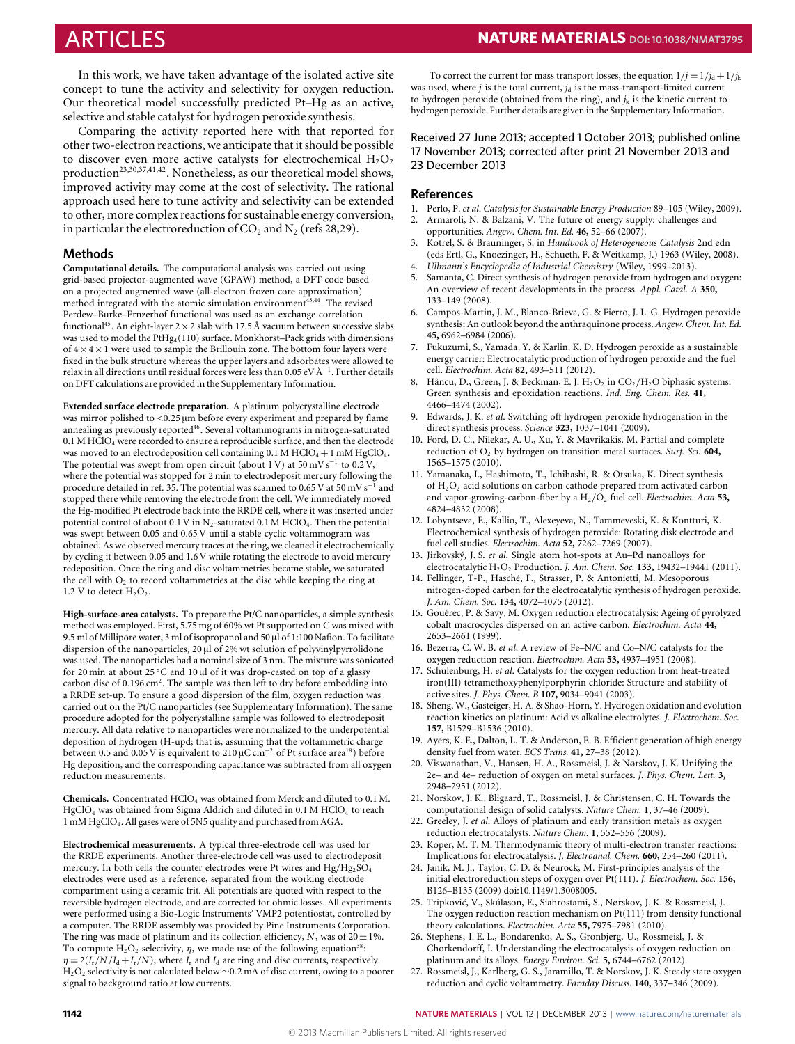In this work, we have taken advantage of the isolated active site concept to tune the activity and selectivity for oxygen reduction. Our theoretical model successfully predicted Pt–Hg as an active, selective and stable catalyst for hydrogen peroxide synthesis.

Comparing the activity reported here with that reported for other two-electron reactions, we anticipate that it should be possible to discover even more active catalysts for electrochemical $H_2O_2$ production[23,30,37,41,42]. Nonetheless, as our theoretical model shows, improved activity may come at the cost of selectivity. The rational approach used here to tune activity and selectivity can be extended to other, more complex reactions for sustainable energy conversion, in particular the electroreduction of $CO_2$ and $N_2$ (refs 28,29).

## Methods

**Computational details.** The computational analysis was carried out using grid-based projector-augmented wave (GPAW) method, a DFT code based on a projected augmented wave (all-electron frozen core approximation) method integrated with the atomic simulation environment[43,44]. The revised Perdew–Burke–Ernzerhof functional was used as an exchange correlation functional[45]. An eight-layer $2 \times 2$ slab with 17.5 Å vacuum between successive slabs was used to model the $PtHg_4(110)$ surface. Monkhorst–Pack grids with dimensions of $4 \times 4 \times 1$ were used to sample the Brillouin zone. The bottom four layers were fixed in the bulk structure whereas the upper layers and adsorbates were allowed to relax in all directions until residual forces were less than 0.05 eV Å$^{-1}$. Further details on DFT calculations are provided in the Supplementary Information.

**Extended surface electrode preparation.** A platinum polycrystalline electrode was mirror polished to <0.25 μm before every experiment and prepared by flame annealing as previously reported[46]. Several voltammograms in nitrogen-saturated 0.1 M $HClO_4$ were recorded to ensure a reproducible surface, and then the electrode was moved to an electrodeposition cell containing 0.1 M $HClO_4$ + 1 mM $HgClO_4$. The potential was swept from open circuit (about 1 V) at 50 mV s$^{-1}$ to 0.2 V, where the potential was stopped for 2 min to electrodeposit mercury following the procedure detailed in ref. 35. The potential was scanned to 0.65 V at 50 mV s$^{-1}$ and stopped there while removing the electrode from the cell. We immediately moved the Hg-modified Pt electrode back into the RRDE cell, where it was inserted under potential control of about 0.1 V in $N_2$-saturated 0.1 M $HClO_4$. Then the potential was swept between 0.05 and 0.65 V until a stable cyclic voltammogram was obtained. As we observed mercury traces at the ring, we cleaned it electrochemically by cycling it between 0.05 and 1.6 V while rotating the electrode to avoid mercury redeposition. Once the ring and disc voltammetries became stable, we saturated the cell with $O_2$ to record voltammetries at the disc while keeping the ring at 1.2 V to detect $H_2O_2$.

**High-surface-area catalysts.** To prepare the Pt/C nanoparticles, a simple synthesis method was employed. First, 5.75 mg of 60% wt Pt supported on C was mixed with 9.5 ml of Millipore water, 3 ml of isopropanol and 50 μl of 1:100 Nafion. To facilitate dispersion of the nanoparticles, 20 μl of 2% wt solution of polyvinylpyrrolidone was used. The nanoparticles had a nominal size of 3 nm. The mixture was sonicated for 20 min at about 25 °C and 10 μl of it was drop-casted on top of a glassy carbon disc of 0.196 cm$^2$. The sample was then left to dry before embedding into a RRDE set-up. To ensure a good dispersion of the film, oxygen reduction was carried out on the Pt/C nanoparticles (see Supplementary Information). The same procedure adopted for the polycrystalline sample was followed to electrodeposit mercury. All data relative to nanoparticles were normalized to the underpotential deposition of hydrogen (H-upd; that is, assuming that the voltammetric charge between 0.5 and 0.05 V is equivalent to 210 μC cm$^{-2}$ of Pt surface area[18]) before Hg deposition, and the corresponding capacitance was subtracted from all oxygen reduction measurements.

**Chemicals.** Concentrated $HClO_4$ was obtained from Merck and diluted to 0.1 M. $HgClO_4$ was obtained from Sigma Aldrich and diluted in 0.1 M $HClO_4$ to reach 1 mM $HgClO_4$. All gases were of 5N5 quality and purchased from AGA.

**Electrochemical measurements.** A typical three-electrode cell was used for the RRDE experiments. Another three-electrode cell was used to electrodeposit mercury. In both cells the counter electrodes were Pt wires and $Hg/Hg_2SO_4$ electrodes were used as a reference, separated from the working electrode compartment using a ceramic frit. All potentials are quoted with respect to the reversible hydrogen electrode, and are corrected for ohmic losses. All experiments were performed using a Bio-Logic Instruments' VMP2 potentiostat, controlled by a computer. The RRDE assembly was provided by Pine Instruments Corporation. The ring was made of platinum and its collection efficiency, $N$, was of $20 \pm 1\%$. To compute $H_2O_2$ selectivity, $\eta$, we made use of the following equation[38]: $\eta = 2(I_r/N/I_d + I_r/N)$, where $I_r$ and $I_d$ are ring and disc currents, respectively. $H_2O_2$ selectivity is not calculated below ~0.2 mA of disc current, owing to a poorer signal to background ratio at low currents.

To correct the current for mass transport losses, the equation $1/j = 1/j_d + 1/j_k$ was used, where $j$ is the total current, $j_d$ is the mass-transport-limited current to hydrogen peroxide (obtained from the ring), and $j_k$ is the kinetic current to hydrogen peroxide. Further details are given in the Supplementary Information.

Received 27 June 2013; accepted 1 October 2013; published online 17 November 2013; corrected after print 21 November 2013 and 23 December 2013

## References

1. Perlo, P. *et al. Catalysis for Sustainable Energy Production* 89–105 (Wiley, 2009).
2. Armaroli, N. & Balzani, V. The future of energy supply: challenges and opportunities. *Angew. Chem. Int. Ed.* **46,** 52–66 (2007).
3. Kotrel, S. & Brauninger, S. in *Handbook of Heterogeneous Catalysis* 2nd edn (eds Ertl, G., Knoezinger, H., Schueth, F. & Weitkamp, J.) 1963 (Wiley, 2008).
4. *Ullmann's Encyclopedia of Industrial Chemistry* (Wiley, 1999–2013).
5. Samanta, C. Direct synthesis of hydrogen peroxide from hydrogen and oxygen: An overview of recent developments in the process. *Appl. Catal. A* **350,** 133–149 (2008).
6. Campos-Martin, J. M., Blanco-Brieva, G. & Fierro, J. L. G. Hydrogen peroxide synthesis: An outlook beyond the anthraquinone process. *Angew. Chem. Int. Ed.* **45,** 6962–6984 (2006).
7. Fukuzumi, S., Yamada, Y. & Karlin, K. D. Hydrogen peroxide as a sustainable energy carrier: Electrocatalytic production of hydrogen peroxide and the fuel cell. *Electrochim. Acta* **82,** 493–511 (2012).
8. Hâncu, D., Green, J. & Beckman, E. J. $H_2O_2$ in $CO_2/H_2O$ biphasic systems: Green synthesis and epoxidation reactions. *Ind. Eng. Chem. Res.* **41,** 4466–4474 (2002).
9. Edwards, J. K. *et al.* Switching off hydrogen peroxide hydrogenation in the direct synthesis process. *Science* **323,** 1037–1041 (2009).
10. Ford, D. C., Nilekar, A. U., Xu, Y. & Mavrikakis, M. Partial and complete reduction of $O_2$ by hydrogen on transition metal surfaces. *Surf. Sci.* **604,** 1565–1575 (2010).
11. Yamanaka, I., Hashimoto, T., Ichihashi, R. & Otsuka, K. Direct synthesis of $H_2O_2$ acid solutions on carbon cathode prepared from activated carbon and vapor-growing-carbon-fiber by a $H_2/O_2$ fuel cell. *Electrochim. Acta* **53,** 4824–4832 (2008).
12. Lobyntseva, E., Kallio, T., Alexeyeva, N., Tammeveski, K. & Kontturi, K. Electrochemical synthesis of hydrogen peroxide: Rotating disk electrode and fuel cell studies. *Electrochim. Acta* **52,** 7262–7269 (2007).
13. Jirkovský, J. S. *et al.* Single atom hot-spots at Au–Pd nanoalloys for electrocatalytic $H_2O_2$ Production. *J. Am. Chem. Soc.* **133,** 19432–19441 (2011).
14. Fellinger, T-P., Hasché, F., Strasser, P. & Antonietti, M. Mesoporous nitrogen-doped carbon for the electrocatalytic synthesis of hydrogen peroxide. *J. Am. Chem. Soc.* **134,** 4072–4075 (2012).
15. Gouérec, P. & Savy, M. Oxygen reduction electrocatalysis: Ageing of pyrolyzed cobalt macrocycles dispersed on an active carbon. *Electrochim. Acta* **44,** 2653–2661 (1999).
16. Bezerra, C. W. B. *et al.* A review of Fe–N/C and Co–N/C catalysts for the oxygen reduction reaction. *Electrochim. Acta* **53,** 4937–4951 (2008).
17. Schulenburg, H. *et al.* Catalysts for the oxygen reduction from heat-treated iron(III) tetramethoxyphenylporphyrin chloride: Structure and stability of active sites. *J. Phys. Chem. B* **107,** 9034–9041 (2003).
18. Sheng, W., Gasteiger, H. A. & Shao-Horn, Y. Hydrogen oxidation and evolution reaction kinetics on platinum: Acid vs alkaline electrolytes. *J. Electrochem. Soc.* **157,** B1529–B1536 (2010).
19. Ayers, K. E., Dalton, L. T. & Anderson, E. B. Efficient generation of high energy density fuel from water. *ECS Trans.* **41,** 27–38 (2012).
20. Viswanathan, V., Hansen, H. A., Rossmeisl, J. & Nørskov, J. K. Unifying the 2e– and 4e– reduction of oxygen on metal surfaces. *J. Phys. Chem. Lett.* **3,** 2948–2951 (2012).
21. Norskov, J. K., Bligaard, T., Rossmeisl, J. & Christensen, C. H. Towards the computational design of solid catalysts. *Nature Chem.* **1,** 37–46 (2009).
22. Greeley, J. *et al.* Alloys of platinum and early transition metals as oxygen reduction electrocatalysts. *Nature Chem.* **1,** 552–556 (2009).
23. Koper, M. T. M. Thermodynamic theory of multi-electron transfer reactions: Implications for electrocatalysis. *J. Electroanal. Chem.* **660,** 254–260 (2011).
24. Janik, M. J., Taylor, C. D. & Neurock, M. First-principles analysis of the initial electroreduction steps of oxygen over Pt(111). *J. Electrochem. Soc.* **156,** B126–B135 (2009) doi:10.1149/1.3008005.
25. Tripković, V., Skúlason, E., Siahrostami, S., Nørskov, J. K. & Rossmeisl, J. The oxygen reduction reaction mechanism on Pt(111) from density functional theory calculations. *Electrochim. Acta* **55,** 7975–7981 (2010).
26. Stephens, I. E. L., Bondarenko, A. S., Gronbjerg, U., Rossmeisl, J. & Chorkendorff, I. Understanding the electrocatalysis of oxygen reduction on platinum and its alloys. *Energy Environ. Sci.* **5,** 6744–6762 (2012).
27. Rossmeisl, J., Karlberg, G. S., Jaramillo, T. & Norskov, J. K. Steady state oxygen reduction and cyclic voltammetry. *Faraday Discuss.* **140,** 337–346 (2009).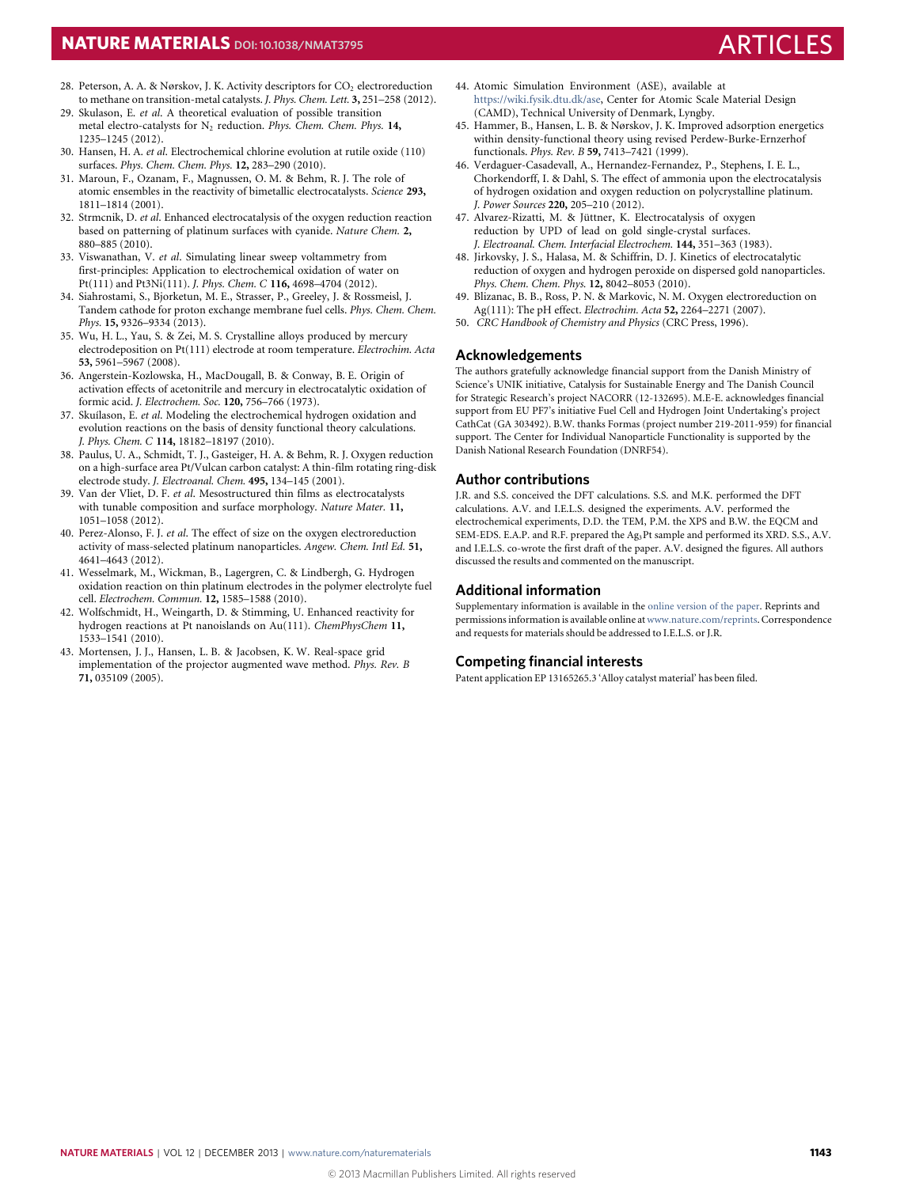28. Peterson, A. A. & Nørskov, J. K. Activity descriptors for $CO_2$ electroreduction to methane on transition-metal catalysts. *J. Phys. Chem. Lett.* **3,** 251–258 (2012).
29. Skulason, E. *et al.* A theoretical evaluation of possible transition metal electro-catalysts for $N_2$ reduction. *Phys. Chem. Chem. Phys.* **14,** 1235–1245 (2012).
30. Hansen, H. A. *et al.* Electrochemical chlorine evolution at rutile oxide (110) surfaces. *Phys. Chem. Chem. Phys.* **12,** 283–290 (2010).
31. Maroun, F., Ozanam, F., Magnussen, O. M. & Behm, R. J. The role of atomic ensembles in the reactivity of bimetallic electrocatalysts. *Science* **293,** 1811–1814 (2001).
32. Strmcnik, D. *et al.* Enhanced electrocatalysis of the oxygen reduction reaction based on patterning of platinum surfaces with cyanide. *Nature Chem.* **2,** 880–885 (2010).
33. Viswanathan, V. *et al.* Simulating linear sweep voltammetry from first-principles: Application to electrochemical oxidation of water on Pt(111) and Pt3Ni(111). *J. Phys. Chem. C* **116,** 4698–4704 (2012).
34. Siahrostami, S., Bjorketun, M. E., Strasser, P., Greeley, J. & Rossmeisl, J. Tandem cathode for proton exchange membrane fuel cells. *Phys. Chem. Chem. Phys.* **15,** 9326–9334 (2013).
35. Wu, H. L., Yau, S. & Zei, M. S. Crystalline alloys produced by mercury electrodeposition on Pt(111) electrode at room temperature. *Electrochim. Acta* **53,** 5961–5967 (2008).
36. Angerstein-Kozlowska, H., MacDougall, B. & Conway, B. E. Origin of activation effects of acetonitrile and mercury in electrocatalytic oxidation of formic acid. *J. Electrochem. Soc.* **120,** 756–766 (1973).
37. Skúlason, E. *et al.* Modeling the electrochemical hydrogen oxidation and evolution reactions on the basis of density functional theory calculations. *J. Phys. Chem. C* **114,** 18182–18197 (2010).
38. Paulus, U. A., Schmidt, T. J., Gasteiger, H. A. & Behm, R. J. Oxygen reduction on a high-surface area Pt/Vulcan carbon catalyst: A thin-film rotating ring-disk electrode study. *J. Electroanal. Chem.* **495,** 134–145 (2001).
39. Van der Vliet, D. F. *et al.* Mesostructured thin films as electrocatalysts with tunable composition and surface morphology. *Nature Mater.* **11,** 1051–1058 (2012).
40. Perez-Alonso, F. J. *et al.* The effect of size on the oxygen electroreduction activity of mass-selected platinum nanoparticles. *Angew. Chem. Intl Ed.* **51,** 4641–4643 (2012).
41. Wesselmark, M., Wickman, B., Lagergren, C. & Lindbergh, G. Hydrogen oxidation reaction on thin platinum electrodes in the polymer electrolyte fuel cell. *Electrochem. Commun.* **12,** 1585–1588 (2010).
42. Wolfschmidt, H., Weingarth, D. & Stimming, U. Enhanced reactivity for hydrogen reactions at Pt nanoislands on Au(111). *ChemPhysChem* **11,** 1533–1541 (2010).
43. Mortensen, J. J., Hansen, L. B. & Jacobsen, K. W. Real-space grid implementation of the projector augmented wave method. *Phys. Rev. B* **71,** 035109 (2005).
44. Atomic Simulation Environment (ASE), available at https://wiki.fysik.dtu.dk/ase, Center for Atomic Scale Material Design (CAMD), Technical University of Denmark, Lyngby.
45. Hammer, B., Hansen, L. B. & Nørskov, J. K. Improved adsorption energetics within density-functional theory using revised Perdew-Burke-Ernzerhof functionals. *Phys. Rev. B* **59,** 7413–7421 (1999).
46. Verdaguer-Casadevall, A., Hernandez-Fernandez, P., Stephens, I. E. L., Chorkendorff, I. & Dahl, S. The effect of ammonia upon the electrocatalysis of hydrogen oxidation and oxygen reduction on polycrystalline platinum. *J. Power Sources* **220,** 205–210 (2012).
47. Alvarez-Rizatti, M. & Jüttner, K. Electrocatalysis of oxygen reduction by UPD of lead on gold single-crystal surfaces. *J. Electroanal. Chem. Interfacial Electrochem.* **144,** 351–363 (1983).
48. Jirkovsky, J. S., Halasa, M. & Schiffrin, D. J. Kinetics of electrocatalytic reduction of oxygen and hydrogen peroxide on dispersed gold nanoparticles. *Phys. Chem. Chem. Phys.* **12,** 8042–8053 (2010).
49. Blizanac, B. B., Ross, P. N. & Markovic, N. M. Oxygen electroreduction on Ag(111): The pH effect. *Electrochim. Acta* **52,** 2264–2271 (2007).
50. *CRC Handbook of Chemistry and Physics* (CRC Press, 1996).

## Acknowledgements

The authors gratefully acknowledge financial support from the Danish Ministry of Science's UNIK initiative, Catalysis for Sustainable Energy and The Danish Council for Strategic Research's project NACORR (12-132695). M.E-E. acknowledges financial support from EU PF7's initiative Fuel Cell and Hydrogen Joint Undertaking's project CathCat (GA 303492). B.W. thanks Formas (project number 219-2011-959) for financial support. The Center for Individual Nanoparticle Functionality is supported by the Danish National Research Foundation (DNRF54).

## Author contributions

J.R. and S.S. conceived the DFT calculations. S.S. and M.K. performed the DFT calculations. A.V. and I.E.L.S. designed the experiments. A.V. performed the electrochemical experiments, D.D. the TEM, P.M. the XPS and B.W. the EQCM and SEM-EDS. E.A.P. and R.F. prepared the $Ag_3Pt$ sample and performed its XRD. S.S., A.V. and I.E.L.S. co-wrote the first draft of the paper. A.V. designed the figures. All authors discussed the results and commented on the manuscript.

## Additional information

Supplementary information is available in the online version of the paper. Reprints and permissions information is available online at www.nature.com/reprints. Correspondence and requests for materials should be addressed to I.E.L.S. or J.R.

## Competing financial interests

Patent application EP 13165265.3 'Alloy catalyst material' has been filed.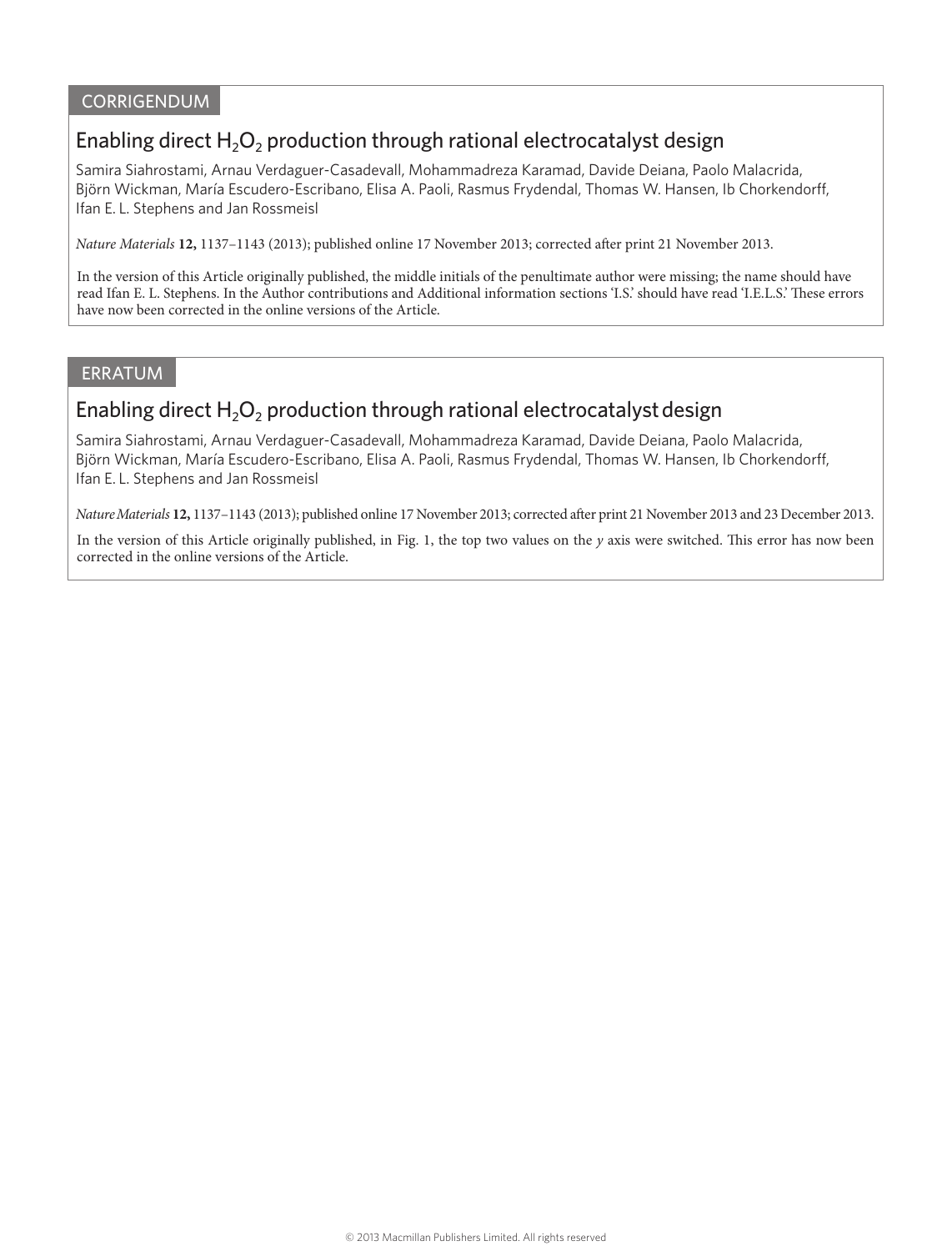## CORRIGENDUM

# Enabling direct $H_2O_2$ production through rational electrocatalyst design

Samira Siahrostami, Arnau Verdaguer-Casadevall, Mohammadreza Karamad, Davide Deiana, Paolo Malacrida, Björn Wickman, María Escudero-Escribano, Elisa A. Paoli, Rasmus Frydendal, Thomas W. Hansen, Ib Chorkendorff, Ifan E. L. Stephens and Jan Rossmeisl

*Nature Materials* **12,** 1137–1143 (2013); published online 17 November 2013; corrected after print 21 November 2013.

In the version of this Article originally published, the middle initials of the penultimate author were missing; the name should have read Ifan E. L. Stephens. In the Author contributions and Additional information sections 'I.S.' should have read 'I.E.L.S.' These errors have now been corrected in the online versions of the Article.

## ERRATUM

# Enabling direct $H_2O_2$ production through rational electrocatalyst design

Samira Siahrostami, Arnau Verdaguer-Casadevall, Mohammadreza Karamad, Davide Deiana, Paolo Malacrida, Björn Wickman, María Escudero-Escribano, Elisa A. Paoli, Rasmus Frydendal, Thomas W. Hansen, Ib Chorkendorff, Ifan E. L. Stephens and Jan Rossmeisl

*Nature Materials* **12,** 1137–1143 (2013); published online 17 November 2013; corrected after print 21 November 2013 and 23 December 2013.

In the version of this Article originally published, in Fig. 1, the top two values on the *y* axis were switched. This error has now been corrected in the online versions of the Article.

© 2013 Macmillan Publishers Limited. All rights reserved